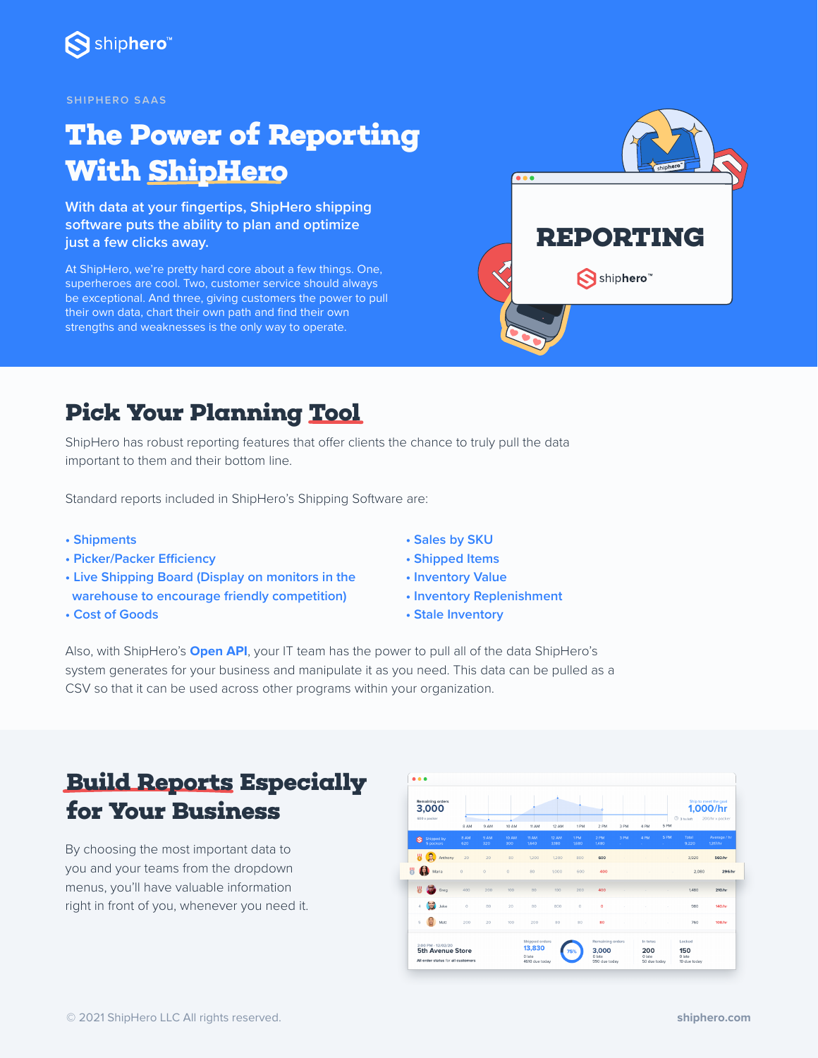shiphero™

SHIPHERO SAAS

# The Power of Reporting With ShipHero

**With data at your fingertips, ShipHero shipping software puts the ability to plan and optimize just a few clicks away.**

At ShipHero, we're pretty hard core about a few things. One, superheroes are cool. Two, customer service should always be exceptional. And three, giving customers the power to pull their own data, chart their own path and find their own strengths and weaknesses is the only way to operate.

## Pick Your Planning Tool

ShipHero has robust reporting features that offer clients the chance to truly pull the data important to them and their bottom line.

Standard reports included in ShipHero's Shipping Software are:

- Shipments
- Picker/Packer Efficiency
- Live Shipping Board (Display on monitors in the warehouse to encourage friendly competition)
- Cost of Goods
- Sales by SKU
- Shipped Items
- Inventory Value
- Inventory Replenishment
- Stale Inventory

Also, with ShipHero's **Open API**, your IT team has the power to pull all of the data ShipHero's system generates for your business and manipulate it as you need. This data can be pulled as a CSV so that it can be used across other programs within your organization.

## Build Reports Especially for Your Business

By choosing the most important data to you and your teams from the dropdown menus, you'll have valuable information right in front of you, whenever you need it.

© 2021 ShipHero LLC All rights reserved.

shiphero.com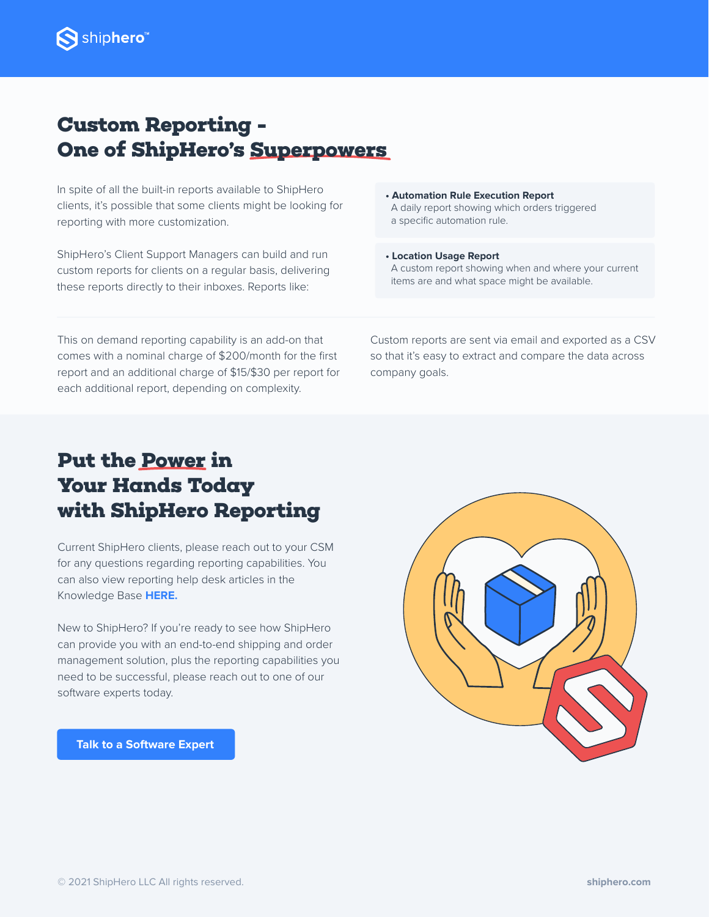# Custom Reporting - One of ShipHero's Superpowers

In spite of all the built-in reports available to ShipHero clients, it's possible that some clients might be looking for reporting with more customization.

ShipHero's Client Support Managers can build and run custom reports for clients on a regular basis, delivering these reports directly to their inboxes. Reports like:

- **Automation Rule Execution Report**
  A daily report showing which orders triggered a specific automation rule.
- **Location Usage Report**
  A custom report showing when and where your current items are and what space might be available.

This on demand reporting capability is an add-on that comes with a nominal charge of $200/month for the first report and an additional charge of $15/$30 per report for each additional report, depending on complexity.

Custom reports are sent via email and exported as a CSV so that it's easy to extract and compare the data across company goals.

# Put the Power in Your Hands Today with ShipHero Reporting

Current ShipHero clients, please reach out to your CSM for any questions regarding reporting capabilities. You can also view reporting help desk articles in the Knowledge Base **HERE.**

New to ShipHero? If you're ready to see how ShipHero can provide you with an end-to-end shipping and order management solution, plus the reporting capabilities you need to be successful, please reach out to one of our software experts today.

**Talk to a Software Expert**

© 2021 ShipHero LLC All rights reserved.

shiphero.com